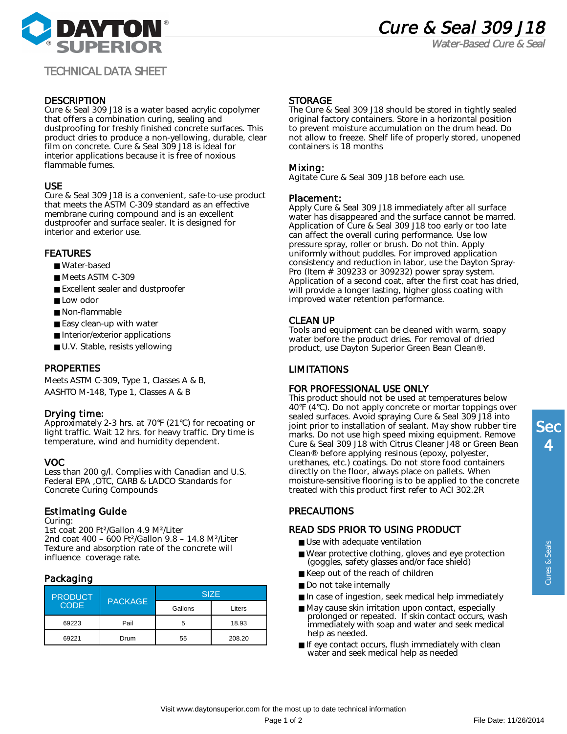# Cure & Seal 309 J18

*Water-Based Cure & Seal*

TECHNICAL DATA SHEET

## DESCRIPTION

Cure & Seal 309 J18 is a water based acrylic copolymer that offers a combination curing, sealing and dustproofing for freshly finished concrete surfaces. This product dries to produce a non-yellowing, durable, clear film on concrete. Cure & Seal 309 J18 is ideal for interior applications because it is free of noxious flammable fumes.

## USE

Cure & Seal 309 J18 is a convenient, safe-to-use product that meets the ASTM C-309 standard as an effective membrane curing compound and is an excellent dustproofer and surface sealer. It is designed for interior and exterior use.

## FEATURES

- Water-based
- Meets ASTM C-309
- Excellent sealer and dustproofer
- Low odor
- Non-flammable
- Easy clean-up with water
- Interior/exterior applications
- U.V. Stable, resists yellowing

## PROPERTIES

Meets ASTM C-309, Type 1, Classes A & B,
AASHTO M-148, Type 1, Classes A & B

## Drying time:

Approximately 2-3 hrs. at 70°F (21°C) for recoating or light traffic. Wait 12 hrs. for heavy traffic. Dry time is temperature, wind and humidity dependent.

## VOC

Less than 200 g/l. Complies with Canadian and U.S. Federal EPA ,OTC, CARB & LADCO Standards for Concrete Curing Compounds

## Estimating Guide

Curing:
1st coat 200 Ft²/Gallon 4.9 M²/Liter
2nd coat 400 – 600 Ft²/Gallon 9.8 – 14.8 M²/Liter
Texture and absorption rate of the concrete will influence coverage rate.

## Packaging

| PRODUCT CODE | PACKAGE | SIZE | |
|---|---|---|---|
| | | Gallons | Liters |
| 69223 | Pail | 5 | 18.93 |
| 69221 | Drum | 55 | 208.20 |

## STORAGE

The Cure & Seal 309 J18 should be stored in tightly sealed original factory containers. Store in a horizontal position to prevent moisture accumulation on the drum head. Do not allow to freeze. Shelf life of properly stored, unopened containers is 18 months

## Mixing:

Agitate Cure & Seal 309 J18 before each use.

## Placement:

Apply Cure & Seal 309 J18 immediately after all surface water has disappeared and the surface cannot be marred. Application of Cure & Seal 309 J18 too early or too late can affect the overall curing performance. Use low pressure spray, roller or brush. Do not thin. Apply uniformly without puddles. For improved application consistency and reduction in labor, use the Dayton Spray-Pro (Item # 309233 or 309232) power spray system. Application of a second coat, after the first coat has dried, will provide a longer lasting, higher gloss coating with improved water retention performance.

## CLEAN UP

Tools and equipment can be cleaned with warm, soapy water before the product dries. For removal of dried product, use Dayton Superior Green Bean Clean®.

## LIMITATIONS

## FOR PROFESSIONAL USE ONLY

This product should not be used at temperatures below 40°F (4°C). Do not apply concrete or mortar toppings over sealed surfaces. Avoid spraying Cure & Seal 309 J18 into joint prior to installation of sealant. May show rubber tire marks. Do not use high speed mixing equipment. Remove Cure & Seal 309 J18 with Citrus Cleaner J48 or Green Bean Clean® before applying resinous (epoxy, polyester, urethanes, etc.) coatings. Do not store food containers directly on the floor, always place on pallets. When moisture-sensitive flooring is to be applied to the concrete treated with this product first refer to ACI 302.2R

## PRECAUTIONS

## READ SDS PRIOR TO USING PRODUCT

- Use with adequate ventilation
- Wear protective clothing, gloves and eye protection (goggles, safety glasses and/or face shield)
- Keep out of the reach of children
- Do not take internally
- In case of ingestion, seek medical help immediately
- May cause skin irritation upon contact, especially prolonged or repeated. If skin contact occurs, wash immediately with soap and water and seek medical help as needed.
- If eye contact occurs, flush immediately with clean water and seek medical help as needed

Visit www.daytonsuperior.com for the most up to date technical information

File Date: 11/26/2014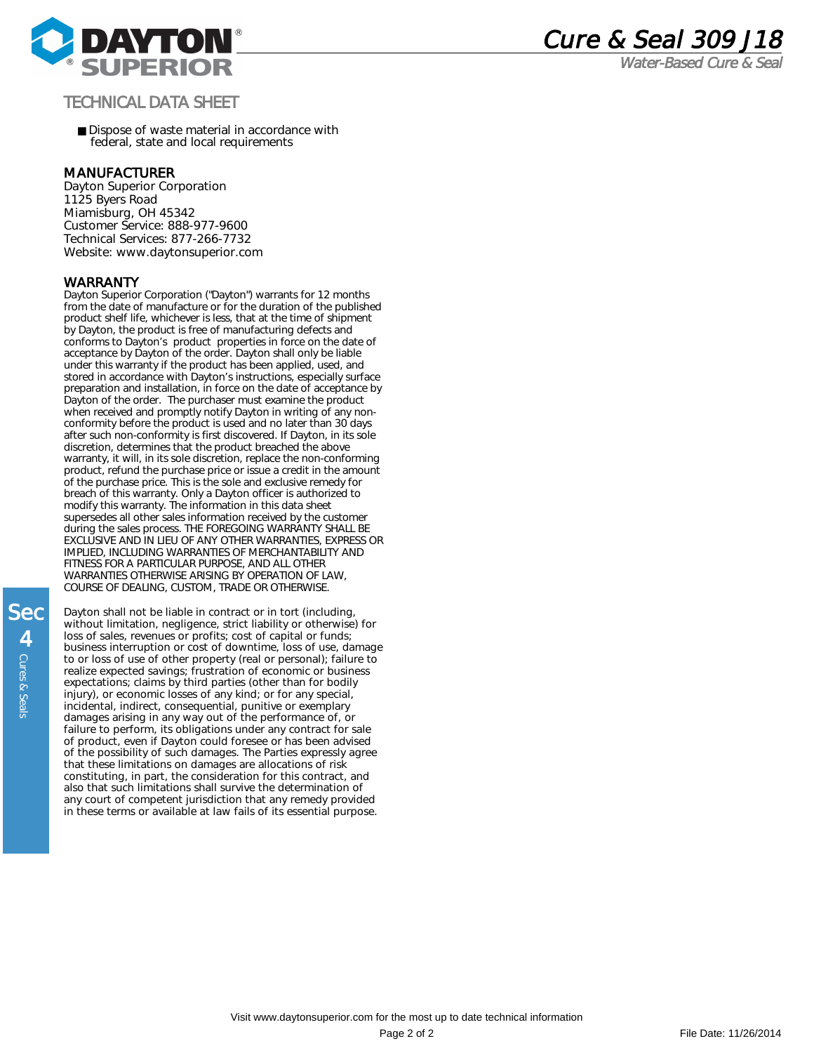# Cure & Seal 309 J18

*Water-Based Cure & Seal*

## TECHNICAL DATA SHEET

- Dispose of waste material in accordance with federal, state and local requirements

### MANUFACTURER

Dayton Superior Corporation
1125 Byers Road
Miamisburg, OH 45342
Customer Service: 888-977-9600
Technical Services: 877-266-7732
Website: www.daytonsuperior.com

### WARRANTY

Dayton Superior Corporation ("Dayton") warrants for 12 months from the date of manufacture or for the duration of the published product shelf life, whichever is less, that at the time of shipment by Dayton, the product is free of manufacturing defects and conforms to Dayton's product properties in force on the date of acceptance by Dayton of the order. Dayton shall only be liable under this warranty if the product has been applied, used, and stored in accordance with Dayton's instructions, especially surface preparation and installation, in force on the date of acceptance by Dayton of the order. The purchaser must examine the product when received and promptly notify Dayton in writing of any non-conformity before the product is used and no later than 30 days after such non-conformity is first discovered. If Dayton, in its sole discretion, determines that the product breached the above warranty, it will, in its sole discretion, replace the non-conforming product, refund the purchase price or issue a credit in the amount of the purchase price. This is the sole and exclusive remedy for breach of this warranty. Only a Dayton officer is authorized to modify this warranty. The information in this data sheet supersedes all other sales information received by the customer during the sales process. THE FOREGOING WARRANTY SHALL BE EXCLUSIVE AND IN LIEU OF ANY OTHER WARRANTIES, EXPRESS OR IMPLIED, INCLUDING WARRANTIES OF MERCHANTABILITY AND FITNESS FOR A PARTICULAR PURPOSE, AND ALL OTHER WARRANTIES OTHERWISE ARISING BY OPERATION OF LAW, COURSE OF DEALING, CUSTOM, TRADE OR OTHERWISE.

Dayton shall not be liable in contract or in tort (including, without limitation, negligence, strict liability or otherwise) for loss of sales, revenues or profits; cost of capital or funds; business interruption or cost of downtime, loss of use, damage to or loss of use of other property (real or personal); failure to realize expected savings; frustration of economic or business expectations; claims by third parties (other than for bodily injury), or economic losses of any kind; or for any special, incidental, indirect, consequential, punitive or exemplary damages arising in any way out of the performance of, or failure to perform, its obligations under any contract for sale of product, even if Dayton could foresee or has been advised of the possibility of such damages. The Parties expressly agree that these limitations on damages are allocations of risk constituting, in part, the consideration for this contract, and also that such limitations shall survive the determination of any court of competent jurisdiction that any remedy provided in these terms or available at law fails of its essential purpose.

Sec 4 Cures & Seals

Visit www.daytonsuperior.com for the most up to date technical information

File Date: 11/26/2014